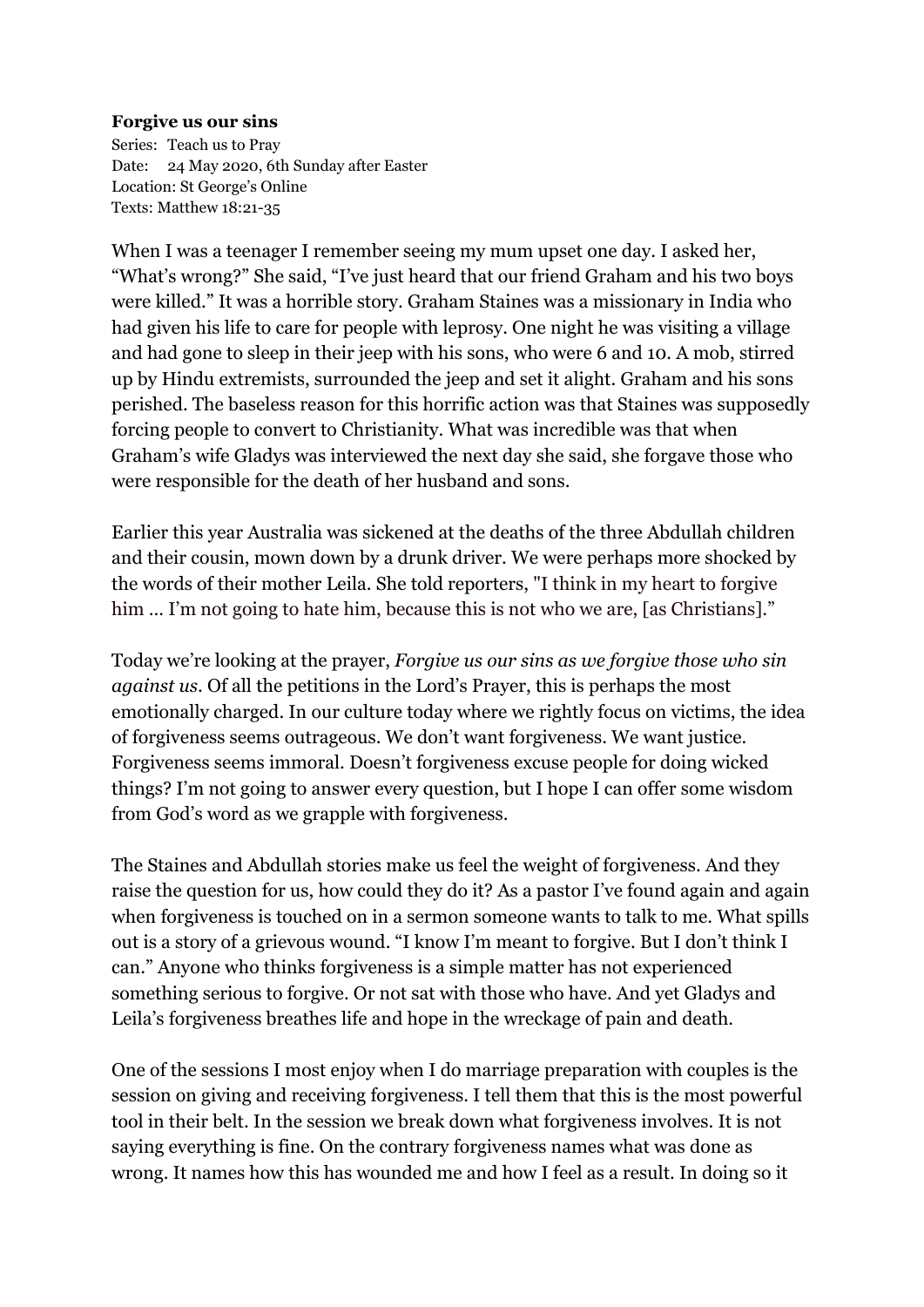**Forgive us our sins**

Series: Teach us to Pray
Date: 24 May 2020, 6th Sunday after Easter
Location: St George's Online
Texts: Matthew 18:21-35

When I was a teenager I remember seeing my mum upset one day. I asked her, "What's wrong?" She said, "I've just heard that our friend Graham and his two boys were killed." It was a horrible story. Graham Staines was a missionary in India who had given his life to care for people with leprosy. One night he was visiting a village and had gone to sleep in their jeep with his sons, who were 6 and 10. A mob, stirred up by Hindu extremists, surrounded the jeep and set it alight. Graham and his sons perished. The baseless reason for this horrific action was that Staines was supposedly forcing people to convert to Christianity. What was incredible was that when Graham's wife Gladys was interviewed the next day she said, she forgave those who were responsible for the death of her husband and sons.

Earlier this year Australia was sickened at the deaths of the three Abdullah children and their cousin, mown down by a drunk driver. We were perhaps more shocked by the words of their mother Leila. She told reporters, "I think in my heart to forgive him ... I'm not going to hate him, because this is not who we are, [as Christians]."

Today we're looking at the prayer, *Forgive us our sins as we forgive those who sin against us*. Of all the petitions in the Lord's Prayer, this is perhaps the most emotionally charged. In our culture today where we rightly focus on victims, the idea of forgiveness seems outrageous. We don't want forgiveness. We want justice. Forgiveness seems immoral. Doesn't forgiveness excuse people for doing wicked things? I'm not going to answer every question, but I hope I can offer some wisdom from God's word as we grapple with forgiveness.

The Staines and Abdullah stories make us feel the weight of forgiveness. And they raise the question for us, how could they do it? As a pastor I've found again and again when forgiveness is touched on in a sermon someone wants to talk to me. What spills out is a story of a grievous wound. "I know I'm meant to forgive. But I don't think I can." Anyone who thinks forgiveness is a simple matter has not experienced something serious to forgive. Or not sat with those who have. And yet Gladys and Leila's forgiveness breathes life and hope in the wreckage of pain and death.

One of the sessions I most enjoy when I do marriage preparation with couples is the session on giving and receiving forgiveness. I tell them that this is the most powerful tool in their belt. In the session we break down what forgiveness involves. It is not saying everything is fine. On the contrary forgiveness names what was done as wrong. It names how this has wounded me and how I feel as a result. In doing so it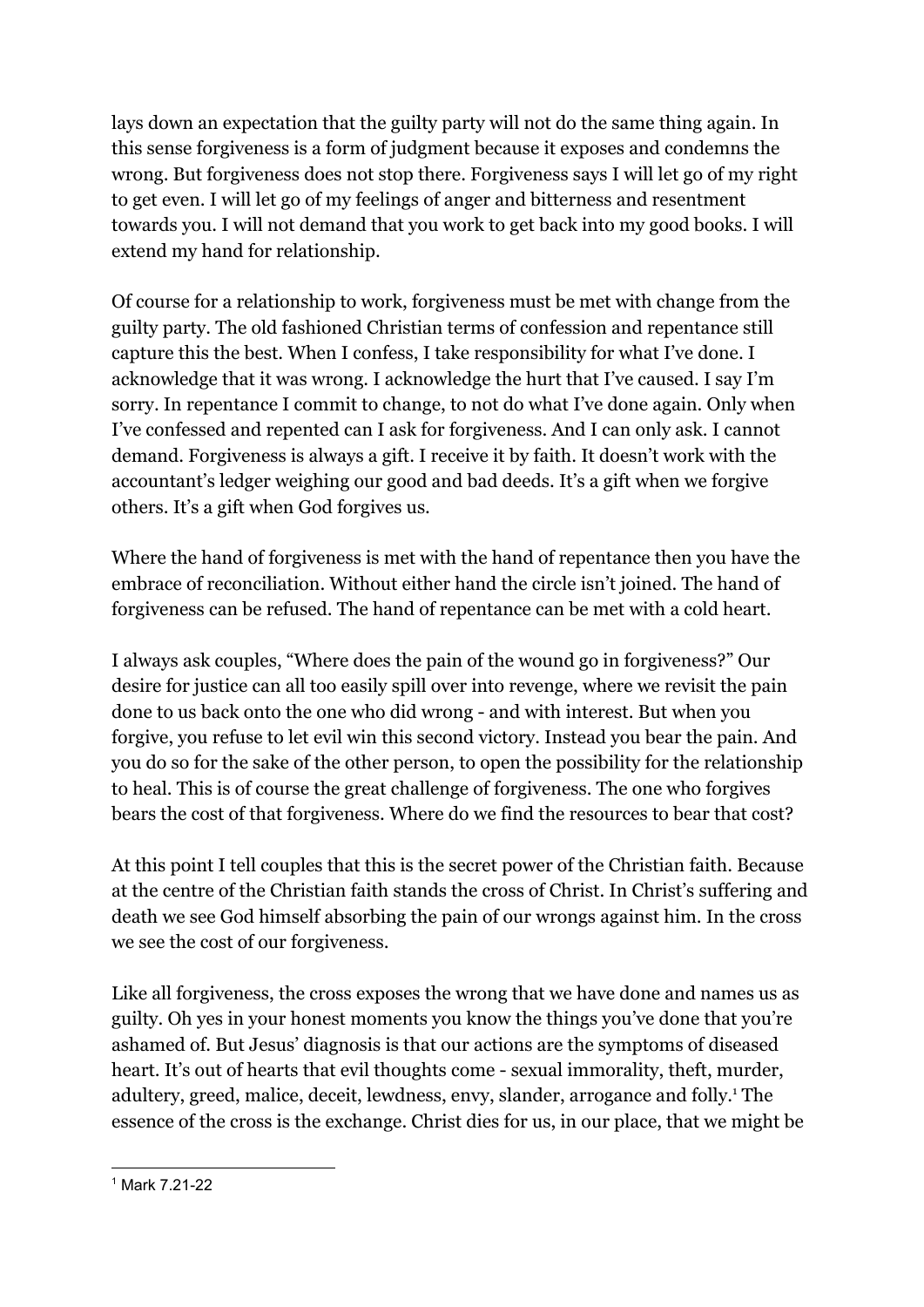lays down an expectation that the guilty party will not do the same thing again. In this sense forgiveness is a form of judgment because it exposes and condemns the wrong. But forgiveness does not stop there. Forgiveness says I will let go of my right to get even. I will let go of my feelings of anger and bitterness and resentment towards you. I will not demand that you work to get back into my good books. I will extend my hand for relationship.

Of course for a relationship to work, forgiveness must be met with change from the guilty party. The old fashioned Christian terms of confession and repentance still capture this the best. When I confess, I take responsibility for what I've done. I acknowledge that it was wrong. I acknowledge the hurt that I've caused. I say I'm sorry. In repentance I commit to change, to not do what I've done again. Only when I've confessed and repented can I ask for forgiveness. And I can only ask. I cannot demand. Forgiveness is always a gift. I receive it by faith. It doesn't work with the accountant's ledger weighing our good and bad deeds. It's a gift when we forgive others. It's a gift when God forgives us.

Where the hand of forgiveness is met with the hand of repentance then you have the embrace of reconciliation. Without either hand the circle isn't joined. The hand of forgiveness can be refused. The hand of repentance can be met with a cold heart.

I always ask couples, "Where does the pain of the wound go in forgiveness?" Our desire for justice can all too easily spill over into revenge, where we revisit the pain done to us back onto the one who did wrong - and with interest. But when you forgive, you refuse to let evil win this second victory. Instead you bear the pain. And you do so for the sake of the other person, to open the possibility for the relationship to heal. This is of course the great challenge of forgiveness. The one who forgives bears the cost of that forgiveness. Where do we find the resources to bear that cost?

At this point I tell couples that this is the secret power of the Christian faith. Because at the centre of the Christian faith stands the cross of Christ. In Christ's suffering and death we see God himself absorbing the pain of our wrongs against him. In the cross we see the cost of our forgiveness.

Like all forgiveness, the cross exposes the wrong that we have done and names us as guilty. Oh yes in your honest moments you know the things you've done that you're ashamed of. But Jesus' diagnosis is that our actions are the symptoms of diseased heart. It's out of hearts that evil thoughts come - sexual immorality, theft, murder, adultery, greed, malice, deceit, lewdness, envy, slander, arrogance and folly.[1] The essence of the cross is the exchange. Christ dies for us, in our place, that we might be

[1] Mark 7.21-22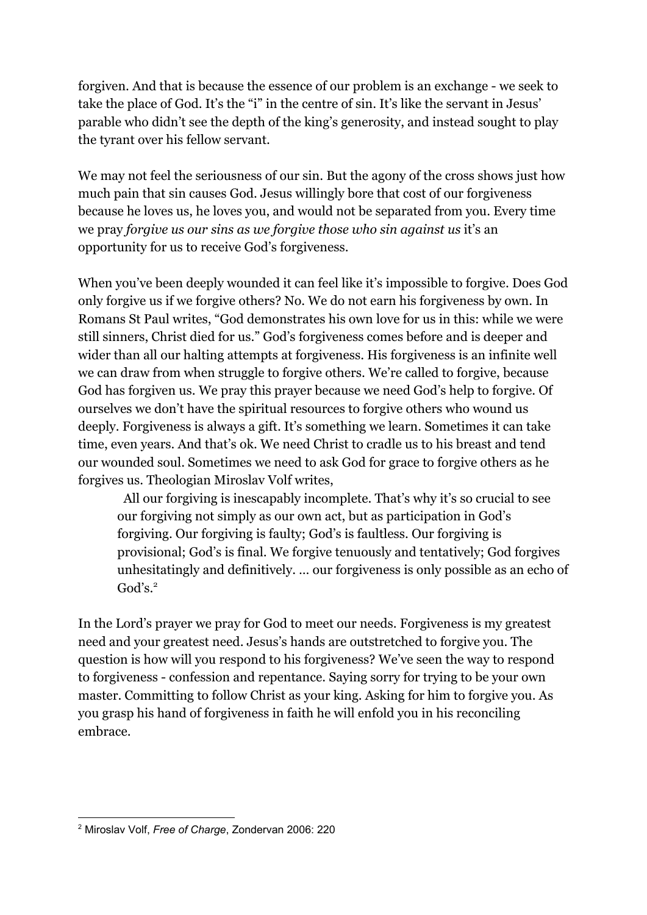forgiven. And that is because the essence of our problem is an exchange - we seek to take the place of God. It's the "i" in the centre of sin. It's like the servant in Jesus' parable who didn't see the depth of the king's generosity, and instead sought to play the tyrant over his fellow servant.

We may not feel the seriousness of our sin. But the agony of the cross shows just how much pain that sin causes God. Jesus willingly bore that cost of our forgiveness because he loves us, he loves you, and would not be separated from you. Every time we pray *forgive us our sins as we forgive those who sin against us* it's an opportunity for us to receive God's forgiveness.

When you've been deeply wounded it can feel like it's impossible to forgive. Does God only forgive us if we forgive others? No. We do not earn his forgiveness by own. In Romans St Paul writes, "God demonstrates his own love for us in this: while we were still sinners, Christ died for us." God's forgiveness comes before and is deeper and wider than all our halting attempts at forgiveness. His forgiveness is an infinite well we can draw from when struggle to forgive others. We're called to forgive, because God has forgiven us. We pray this prayer because we need God's help to forgive. Of ourselves we don't have the spiritual resources to forgive others who wound us deeply. Forgiveness is always a gift. It's something we learn. Sometimes it can take time, even years. And that's ok. We need Christ to cradle us to his breast and tend our wounded soul. Sometimes we need to ask God for grace to forgive others as he forgives us. Theologian Miroslav Volf writes,

> All our forgiving is inescapably incomplete. That's why it's so crucial to see our forgiving not simply as our own act, but as participation in God's forgiving. Our forgiving is faulty; God's is faultless. Our forgiving is provisional; God's is final. We forgive tenuously and tentatively; God forgives unhesitatingly and definitively. … our forgiveness is only possible as an echo of God's.[2]

In the Lord's prayer we pray for God to meet our needs. Forgiveness is my greatest need and your greatest need. Jesus's hands are outstretched to forgive you. The question is how will you respond to his forgiveness? We've seen the way to respond to forgiveness - confession and repentance. Saying sorry for trying to be your own master. Committing to follow Christ as your king. Asking for him to forgive you. As you grasp his hand of forgiveness in faith he will enfold you in his reconciling embrace.

---

[2] Miroslav Volf, *Free of Charge*, Zondervan 2006: 220